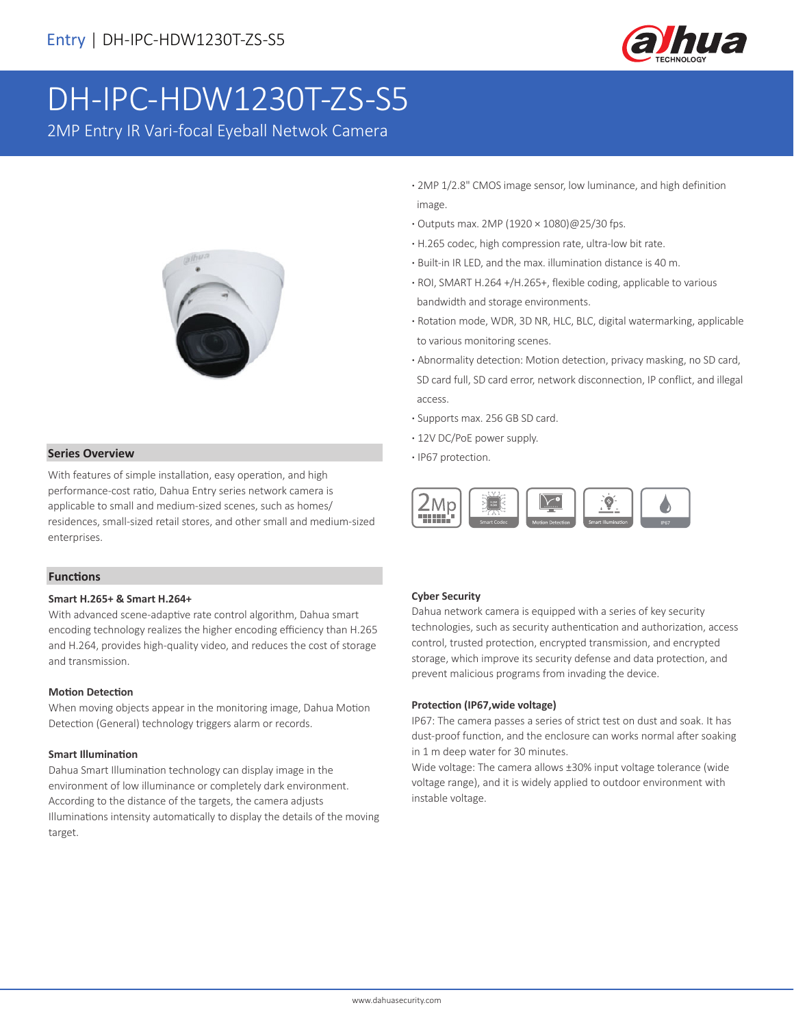Entry | DH-IPC-HDW1230T-ZS-S5

# DH-IPC-HDW1230T-ZS-S5

2MP Entry IR Vari-focal Eyeball Netwok Camera

- 2MP 1/2.8" CMOS image sensor, low luminance, and high definition image.
- Outputs max. 2MP (1920 × 1080)@25/30 fps.
- H.265 codec, high compression rate, ultra-low bit rate.
- Built-in IR LED, and the max. illumination distance is 40 m.
- ROI, SMART H.264 +/H.265+, flexible coding, applicable to various bandwidth and storage environments.
- Rotation mode, WDR, 3D NR, HLC, BLC, digital watermarking, applicable to various monitoring scenes.
- Abnormality detection: Motion detection, privacy masking, no SD card, SD card full, SD card error, network disconnection, IP conflict, and illegal access.
- Supports max. 256 GB SD card.
- 12V DC/PoE power supply.
- IP67 protection.

2Mp | Smart Codec | Motion Detection | Smart Illumination | IP67

## Series Overview

With features of simple installation, easy operation, and high performance-cost ratio, Dahua Entry series network camera is applicable to small and medium-sized scenes, such as homes/ residences, small-sized retail stores, and other small and medium-sized enterprises.

## Functions

### Smart H.265+ & Smart H.264+

With advanced scene-adaptive rate control algorithm, Dahua smart encoding technology realizes the higher encoding efficiency than H.265 and H.264, provides high-quality video, and reduces the cost of storage and transmission.

### Motion Detection

When moving objects appear in the monitoring image, Dahua Motion Detection (General) technology triggers alarm or records.

### Smart Illumination

Dahua Smart Illumination technology can display image in the environment of low illuminance or completely dark environment. According to the distance of the targets, the camera adjusts Illuminations intensity automatically to display the details of the moving target.

### Cyber Security

Dahua network camera is equipped with a series of key security technologies, such as security authentication and authorization, access control, trusted protection, encrypted transmission, and encrypted storage, which improve its security defense and data protection, and prevent malicious programs from invading the device.

### Protection (IP67,wide voltage)

IP67: The camera passes a series of strict test on dust and soak. It has dust-proof function, and the enclosure can works normal after soaking in 1 m deep water for 30 minutes.

Wide voltage: The camera allows ±30% input voltage tolerance (wide voltage range), and it is widely applied to outdoor environment with instable voltage.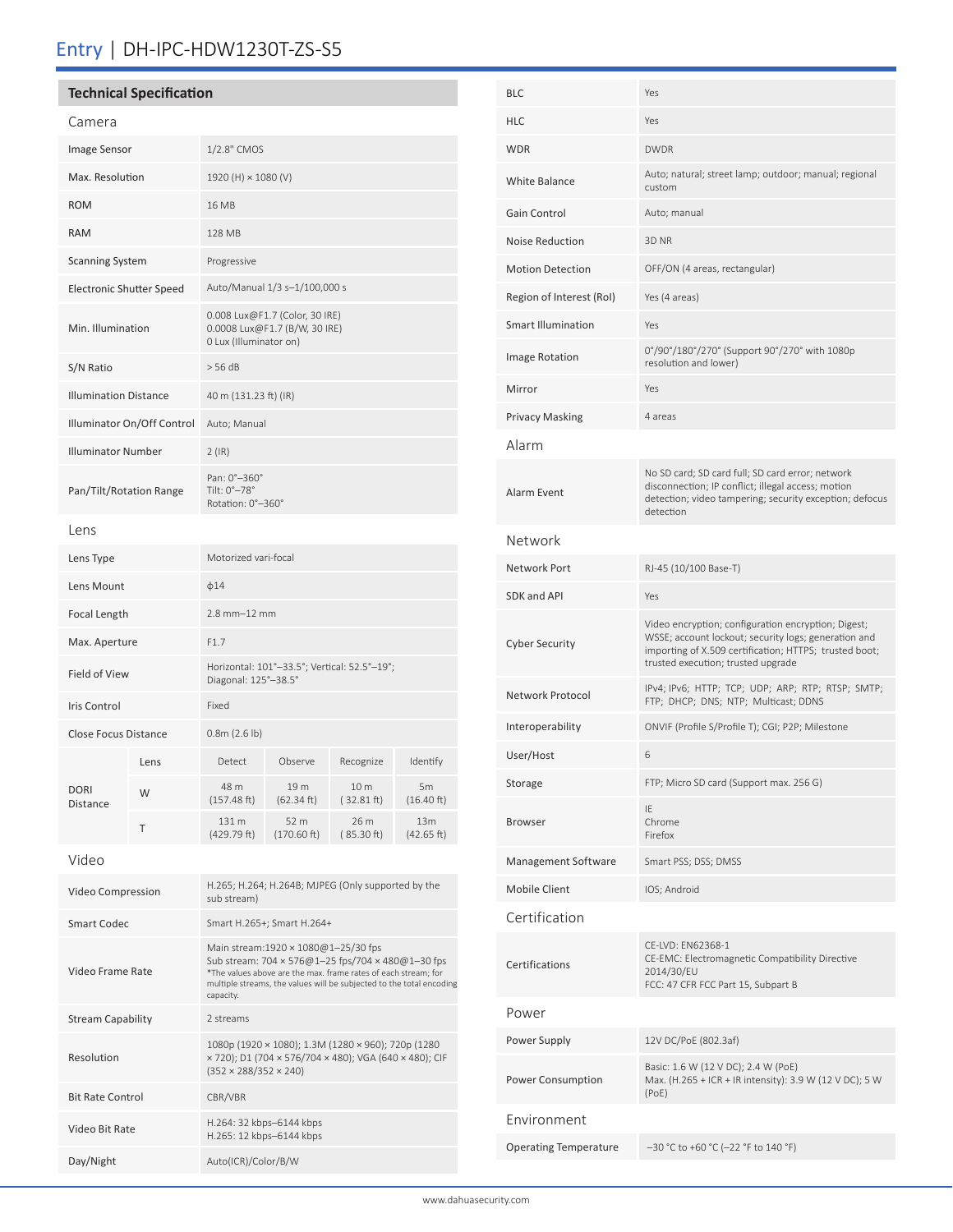# Entry | DH-IPC-HDW1230T-ZS-S5

## Technical Specification

### Camera

| | |
|---|---|
| Image Sensor | 1/2.8" CMOS |
| Max. Resolution | 1920 (H) × 1080 (V) |
| ROM | 16 MB |
| RAM | 128 MB |
| Scanning System | Progressive |
| Electronic Shutter Speed | Auto/Manual 1/3 s–1/100,000 s |
| Min. Illumination | 0.008 Lux@F1.7 (Color, 30 IRE)<br>0.0008 Lux@F1.7 (B/W, 30 IRE)<br>0 Lux (Illuminator on) |
| S/N Ratio | > 56 dB |
| Illumination Distance | 40 m (131.23 ft) (IR) |
| Illuminator On/Off Control | Auto; Manual |
| Illuminator Number | 2 (IR) |
| Pan/Tilt/Rotation Range | Pan: 0°–360°<br>Tilt: 0°–78°<br>Rotation: 0°–360° |

### Lens

| | | | | | |
|---|---|---|---|---|---|
| Lens Type | Motorized vari-focal | | | | |
| Lens Mount | ϕ14 | | | | |
| Focal Length | 2.8 mm–12 mm | | | | |
| Max. Aperture | F1.7 | | | | |
| Field of View | Horizontal: 101°–33.5°; Vertical: 52.5°–19°; Diagonal: 125°–38.5° | | | | |
| Iris Control | Fixed | | | | |
| Close Focus Distance | 0.8m (2.6 lb) | | | | |
| DORI Distance | Lens | Detect | Observe | Recognize | Identify |
| | W | 48 m (157.48 ft) | 19 m (62.34 ft) | 10 m ( 32.81 ft) | 5m (16.40 ft) |
| | T | 131 m (429.79 ft) | 52 m (170.60 ft) | 26 m ( 85.30 ft) | 13m (42.65 ft) |

### Video

| | |
|---|---|
| Video Compression | H.265; H.264; H.264B; MJPEG (Only supported by the sub stream) |
| Smart Codec | Smart H.265+; Smart H.264+ |
| Video Frame Rate | Main stream:1920 × 1080@1–25/30 fps<br>Sub stream: 704 × 576@1–25 fps/704 × 480@1–30 fps<br>*The values above are the max. frame rates of each stream; for multiple streams, the values will be subjected to the total encoding capacity. |
| Stream Capability | 2 streams |
| Resolution | 1080p (1920 × 1080); 1.3M (1280 × 960); 720p (1280 × 720); D1 (704 × 576/704 × 480); VGA (640 × 480); CIF (352 × 288/352 × 240) |
| Bit Rate Control | CBR/VBR |
| Video Bit Rate | H.264: 32 kbps–6144 kbps<br>H.265: 12 kbps–6144 kbps |
| Day/Night | Auto(ICR)/Color/B/W |
| BLC | Yes |
| HLC | Yes |
| WDR | DWDR |
| White Balance | Auto; natural; street lamp; outdoor; manual; regional custom |
| Gain Control | Auto; manual |
| Noise Reduction | 3D NR |
| Motion Detection | OFF/ON (4 areas, rectangular) |
| Region of Interest (RoI) | Yes (4 areas) |
| Smart Illumination | Yes |
| Image Rotation | 0°/90°/180°/270° (Support 90°/270° with 1080p resolution and lower) |
| Mirror | Yes |
| Privacy Masking | 4 areas |

### Alarm

| | |
|---|---|
| Alarm Event | No SD card; SD card full; SD card error; network disconnection; IP conflict; illegal access; motion detection; video tampering; security exception; defocus detection |

### Network

| | |
|---|---|
| Network Port | RJ-45 (10/100 Base-T) |
| SDK and API | Yes |
| Cyber Security | Video encryption; configuration encryption; Digest; WSSE; account lockout; security logs; generation and importing of X.509 certification; HTTPS; trusted boot; trusted execution; trusted upgrade |
| Network Protocol | IPv4; IPv6; HTTP; TCP; UDP; ARP; RTP; RTSP; SMTP; FTP; DHCP; DNS; NTP; Multicast; DDNS |
| Interoperability | ONVIF (Profile S/Profile T); CGI; P2P; Milestone |
| User/Host | 6 |
| Storage | FTP; Micro SD card (Support max. 256 G) |
| Browser | IE<br>Chrome<br>Firefox |
| Management Software | Smart PSS; DSS; DMSS |
| Mobile Client | IOS; Android |

### Certification

| | |
|---|---|
| Certifications | CE-LVD: EN62368-1<br>CE-EMC: Electromagnetic Compatibility Directive 2014/30/EU<br>FCC: 47 CFR FCC Part 15, Subpart B |

### Power

| | |
|---|---|
| Power Supply | 12V DC/PoE (802.3af) |
| Power Consumption | Basic: 1.6 W (12 V DC); 2.4 W (PoE)<br>Max. (H.265 + ICR + IR intensity): 3.9 W (12 V DC); 5 W (PoE) |

### Environment

| | |
|---|---|
| Operating Temperature | –30 °C to +60 °C (–22 °F to 140 °F) |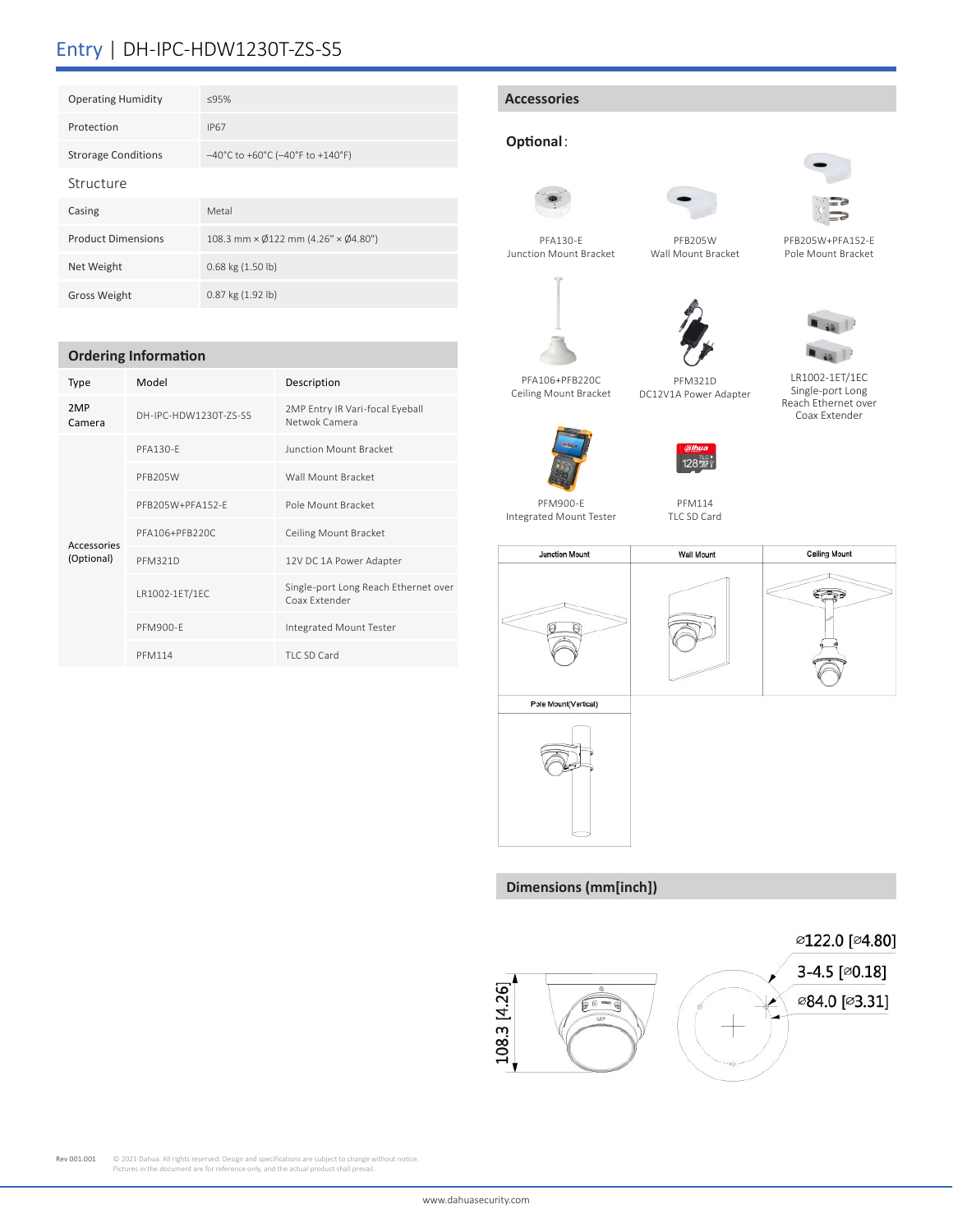# Entry | DH-IPC-HDW1230T-ZS-S5

| | |
|---|---|
| Operating Humidity | ≤95% |
| Protection | IP67 |
| Strorage Conditions | –40°C to +60°C (–40°F to +140°F) |
| **Structure** | |
| Casing | Metal |
| Product Dimensions | 108.3 mm × Ø122 mm (4.26" × Ø4.80") |
| Net Weight | 0.68 kg (1.50 lb) |
| Gross Weight | 0.87 kg (1.92 lb) |

## Ordering Information

| Type | Model | Description |
|---|---|---|
| 2MP Camera | DH-IPC-HDW1230T-ZS-S5 | 2MP Entry IR Vari-focal Eyeball Netwok Camera |
| Accessories (Optional) | PFA130-E | Junction Mount Bracket |
| | PFB205W | Wall Mount Bracket |
| | PFB205W+PFA152-E | Pole Mount Bracket |
| | PFA106+PFB220C | Ceiling Mount Bracket |
| | PFM321D | 12V DC 1A Power Adapter |
| | LR1002-1ET/1EC | Single-port Long Reach Ethernet over Coax Extender |
| | PFM900-E | Integrated Mount Tester |
| | PFM114 | TLC SD Card |

## Accessories

**Optional**:

PFA130-E
Junction Mount Bracket

PFB205W
Wall Mount Bracket

PFB205W+PFA152-E
Pole Mount Bracket

PFA106+PFB220C
Ceiling Mount Bracket

PFM321D
DC12V1A Power Adapter

LR1002-1ET/1EC
Single-port Long Reach Ethernet over Coax Extender

PFM900-E
Integrated Mount Tester

PFM114
TLC SD Card

Junction Mount

Wall Mount

Ceiling Mount

Pole Mount(Vertical)

## Dimensions (mm[inch])

108.3 [4.26]

⌀122.0 [⌀4.80]

3-4.5 [⌀0.18]

⌀84.0 [⌀3.31]

Rev 001.001 © 2021 Dahua. All rights reserved. Design and specifications are subject to change without notice. Pictures in the document are for reference only, and the actual product shall prevail.

www.dahuasecurity.com